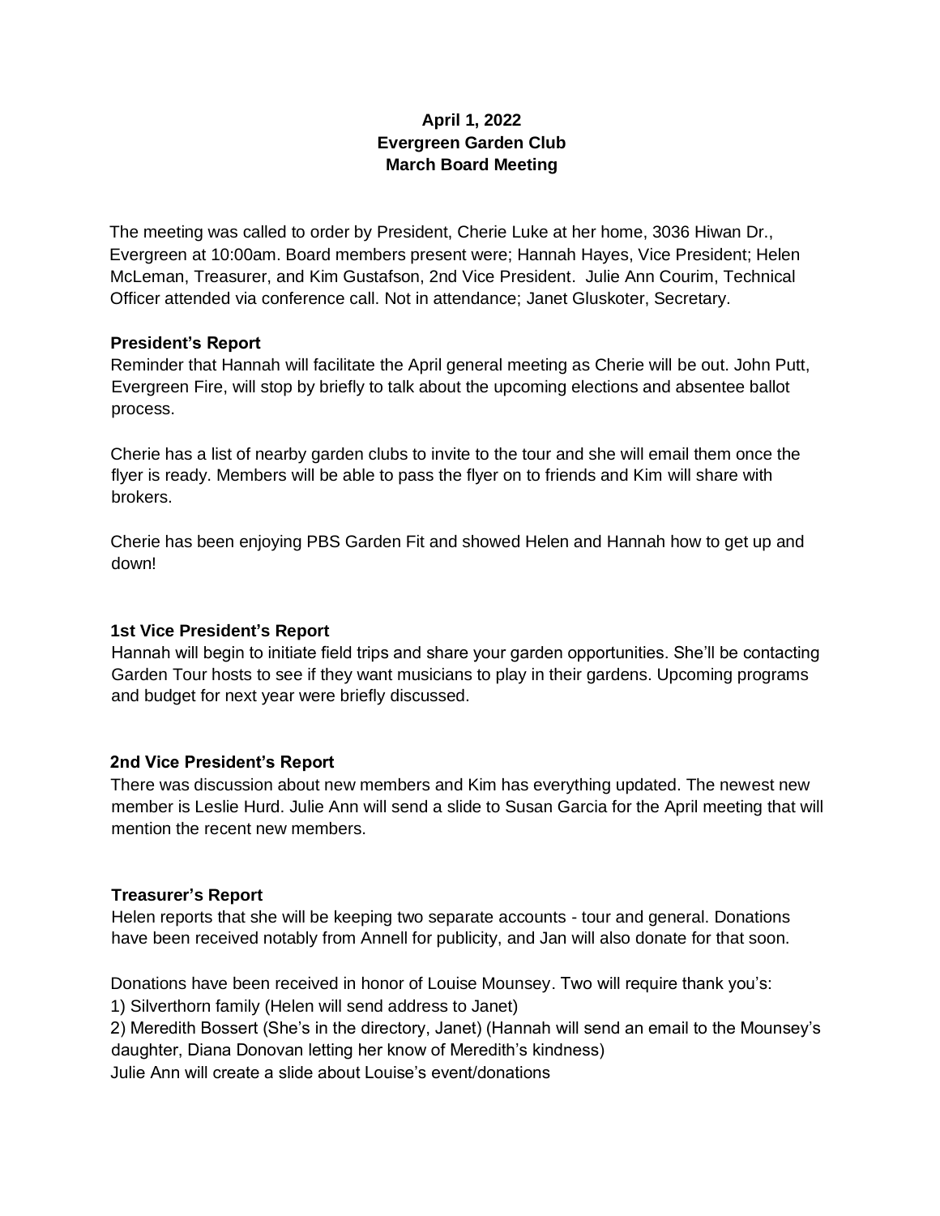**April 1, 2022**
**Evergreen Garden Club**
**March Board Meeting**

The meeting was called to order by President, Cherie Luke at her home, 3036 Hiwan Dr., Evergreen at 10:00am. Board members present were; Hannah Hayes, Vice President; Helen McLeman, Treasurer, and Kim Gustafson, 2nd Vice President. Julie Ann Courim, Technical Officer attended via conference call. Not in attendance; Janet Gluskoter, Secretary.

### President's Report

Reminder that Hannah will facilitate the April general meeting as Cherie will be out. John Putt, Evergreen Fire, will stop by briefly to talk about the upcoming elections and absentee ballot process.

Cherie has a list of nearby garden clubs to invite to the tour and she will email them once the flyer is ready. Members will be able to pass the flyer on to friends and Kim will share with brokers.

Cherie has been enjoying PBS Garden Fit and showed Helen and Hannah how to get up and down!

### 1st Vice President's Report

Hannah will begin to initiate field trips and share your garden opportunities. She'll be contacting Garden Tour hosts to see if they want musicians to play in their gardens. Upcoming programs and budget for next year were briefly discussed.

### 2nd Vice President's Report

There was discussion about new members and Kim has everything updated. The newest new member is Leslie Hurd. Julie Ann will send a slide to Susan Garcia for the April meeting that will mention the recent new members.

### Treasurer's Report

Helen reports that she will be keeping two separate accounts - tour and general. Donations have been received notably from Annell for publicity, and Jan will also donate for that soon.

Donations have been received in honor of Louise Mounsey. Two will require thank you's:
1) Silverthorn family (Helen will send address to Janet)
2) Meredith Bossert (She's in the directory, Janet) (Hannah will send an email to the Mounsey's daughter, Diana Donovan letting her know of Meredith's kindness)
Julie Ann will create a slide about Louise's event/donations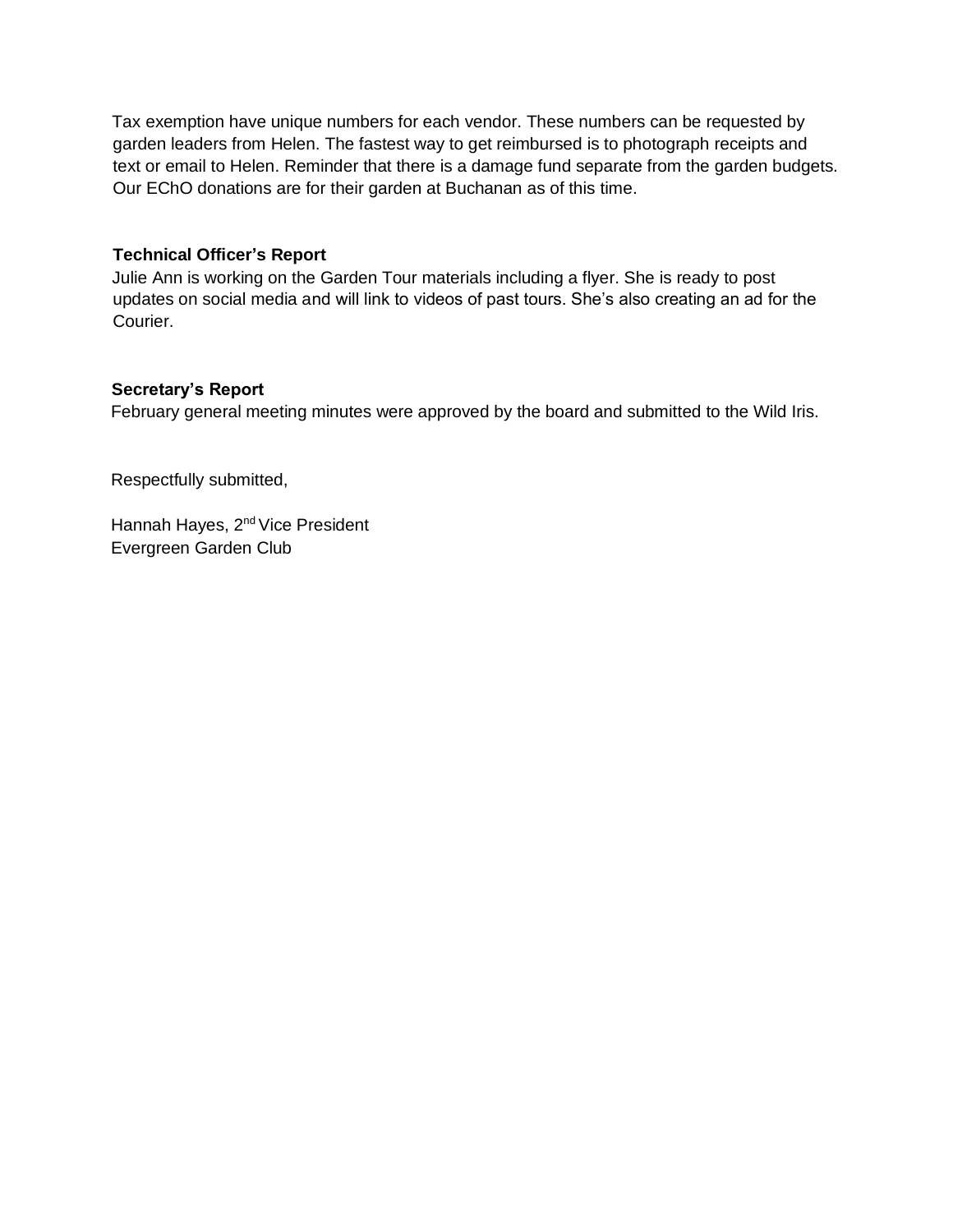Tax exemption have unique numbers for each vendor. These numbers can be requested by garden leaders from Helen. The fastest way to get reimbursed is to photograph receipts and text or email to Helen. Reminder that there is a damage fund separate from the garden budgets. Our EChO donations are for their garden at Buchanan as of this time.

**Technical Officer's Report**

Julie Ann is working on the Garden Tour materials including a flyer. She is ready to post updates on social media and will link to videos of past tours. She's also creating an ad for the Courier.

**Secretary's Report**

February general meeting minutes were approved by the board and submitted to the Wild Iris.

Respectfully submitted,

Hannah Hayes, 2nd Vice President
Evergreen Garden Club